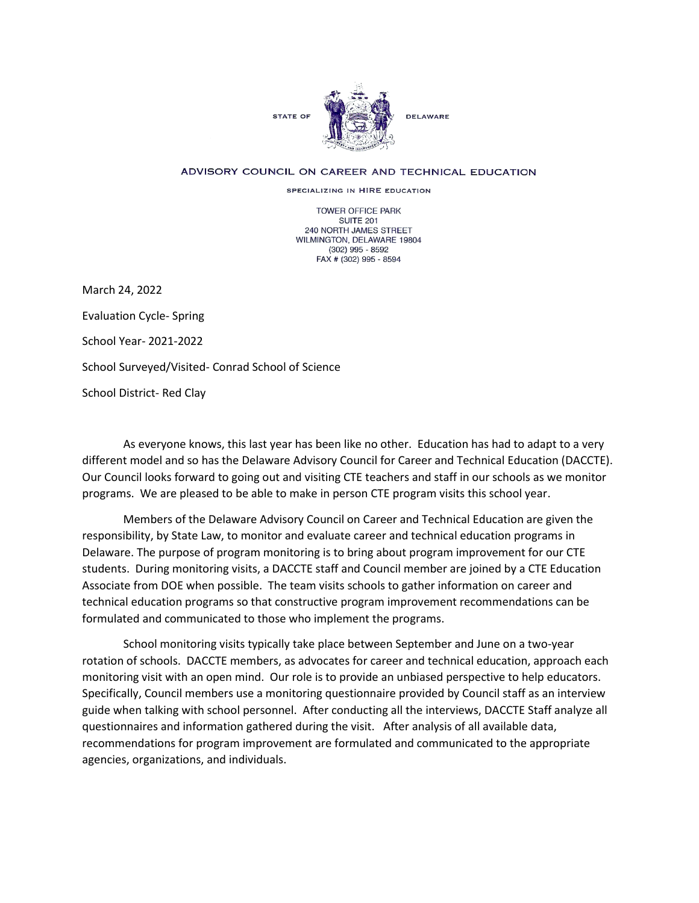STATE OF DELAWARE

ADVISORY COUNCIL ON CAREER AND TECHNICAL EDUCATION

SPECIALIZING IN HIRE EDUCATION

TOWER OFFICE PARK
SUITE 201
240 NORTH JAMES STREET
WILMINGTON, DELAWARE 19804
(302) 995 - 8592
FAX # (302) 995 - 8594

March 24, 2022

Evaluation Cycle- Spring

School Year- 2021-2022

School Surveyed/Visited- Conrad School of Science

School District- Red Clay

As everyone knows, this last year has been like no other. Education has had to adapt to a very different model and so has the Delaware Advisory Council for Career and Technical Education (DACCTE). Our Council looks forward to going out and visiting CTE teachers and staff in our schools as we monitor programs. We are pleased to be able to make in person CTE program visits this school year.

Members of the Delaware Advisory Council on Career and Technical Education are given the responsibility, by State Law, to monitor and evaluate career and technical education programs in Delaware. The purpose of program monitoring is to bring about program improvement for our CTE students. During monitoring visits, a DACCTE staff and Council member are joined by a CTE Education Associate from DOE when possible. The team visits schools to gather information on career and technical education programs so that constructive program improvement recommendations can be formulated and communicated to those who implement the programs.

School monitoring visits typically take place between September and June on a two-year rotation of schools. DACCTE members, as advocates for career and technical education, approach each monitoring visit with an open mind. Our role is to provide an unbiased perspective to help educators. Specifically, Council members use a monitoring questionnaire provided by Council staff as an interview guide when talking with school personnel. After conducting all the interviews, DACCTE Staff analyze all questionnaires and information gathered during the visit. After analysis of all available data, recommendations for program improvement are formulated and communicated to the appropriate agencies, organizations, and individuals.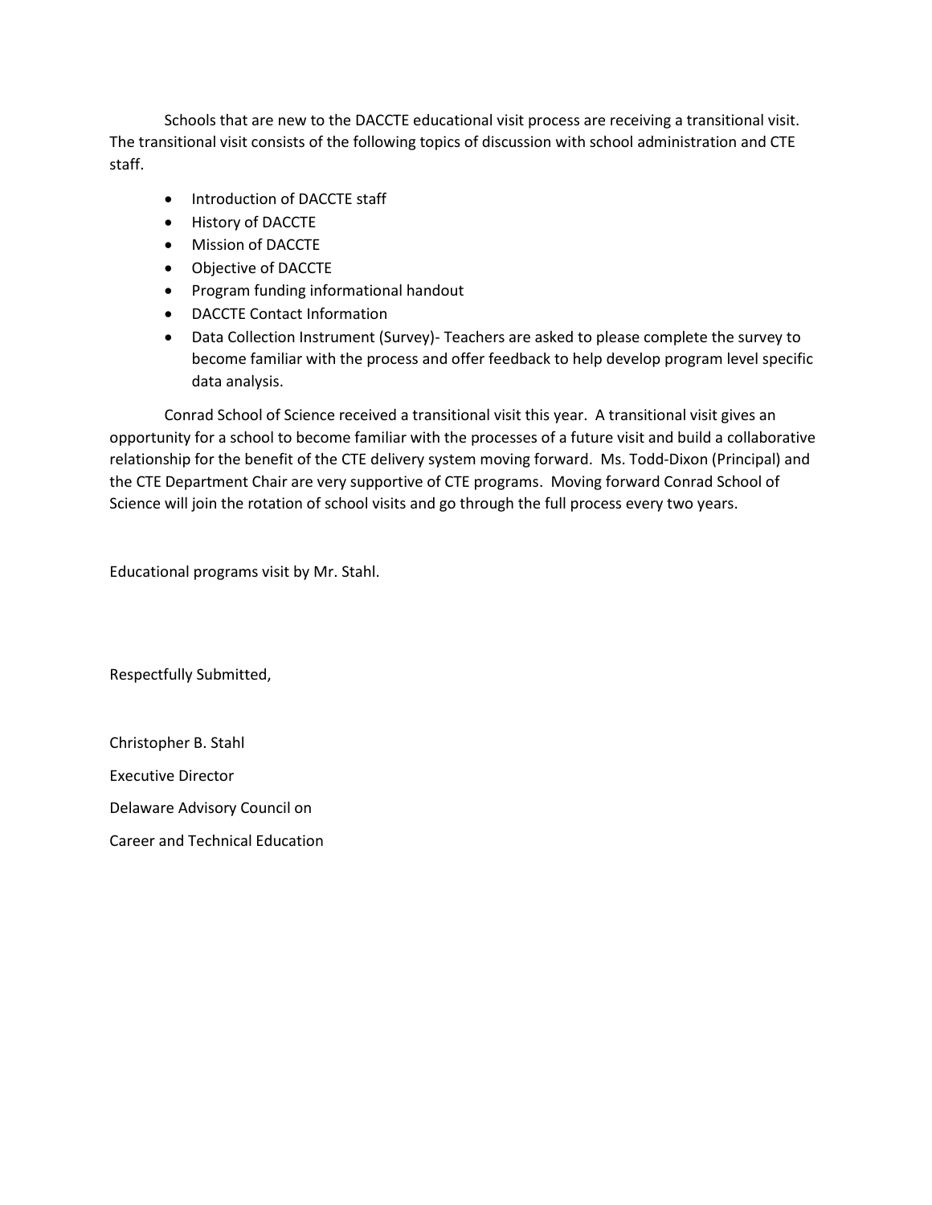Schools that are new to the DACCTE educational visit process are receiving a transitional visit. The transitional visit consists of the following topics of discussion with school administration and CTE staff.

- Introduction of DACCTE staff
- History of DACCTE
- Mission of DACCTE
- Objective of DACCTE
- Program funding informational handout
- DACCTE Contact Information
- Data Collection Instrument (Survey)- Teachers are asked to please complete the survey to become familiar with the process and offer feedback to help develop program level specific data analysis.

Conrad School of Science received a transitional visit this year. A transitional visit gives an opportunity for a school to become familiar with the processes of a future visit and build a collaborative relationship for the benefit of the CTE delivery system moving forward. Ms. Todd-Dixon (Principal) and the CTE Department Chair are very supportive of CTE programs. Moving forward Conrad School of Science will join the rotation of school visits and go through the full process every two years.

Educational programs visit by Mr. Stahl.

Respectfully Submitted,

Christopher B. Stahl

Executive Director

Delaware Advisory Council on

Career and Technical Education